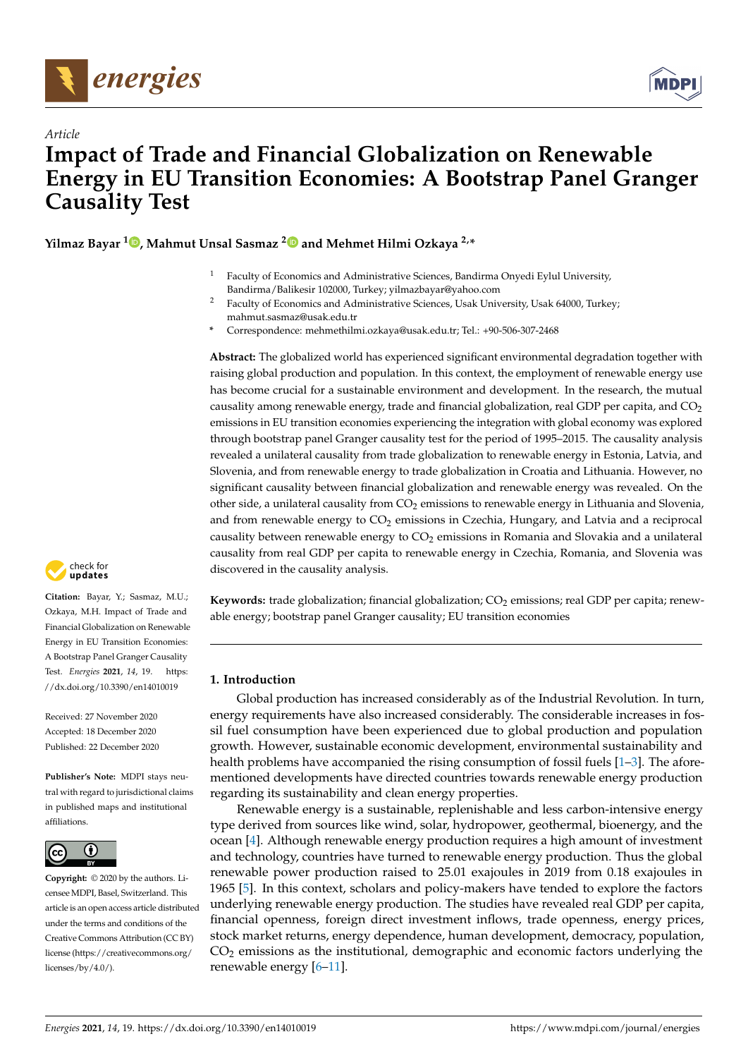Article

# Impact of Trade and Financial Globalization on Renewable Energy in EU Transition Economies: A Bootstrap Panel Granger Causality Test

**Yilmaz Bayar [1], Mahmut Unsal Sasmaz [2] and Mehmet Hilmi Ozkaya [2,*]**

[1] Faculty of Economics and Administrative Sciences, Bandirma Onyedi Eylul University, Bandirma/Balikesir 102000, Turkey; yilmazbayar@yahoo.com

[2] Faculty of Economics and Administrative Sciences, Usak University, Usak 64000, Turkey; mahmut.sasmaz@usak.edu.tr

[*] Correspondence: mehmethilmi.ozkaya@usak.edu.tr; Tel.: +90-506-307-2468

**Abstract:** The globalized world has experienced significant environmental degradation together with raising global production and population. In this context, the employment of renewable energy use has become crucial for a sustainable environment and development. In the research, the mutual causality among renewable energy, trade and financial globalization, real GDP per capita, and $CO_2$ emissions in EU transition economies experiencing the integration with global economy was explored through bootstrap panel Granger causality test for the period of 1995–2015. The causality analysis revealed a unilateral causality from trade globalization to renewable energy in Estonia, Latvia, and Slovenia, and from renewable energy to trade globalization in Croatia and Lithuania. However, no significant causality between financial globalization and renewable energy was revealed. On the other side, a unilateral causality from $CO_2$ emissions to renewable energy in Lithuania and Slovenia, and from renewable energy to $CO_2$ emissions in Czechia, Hungary, and Latvia and a reciprocal causality between renewable energy to $CO_2$ emissions in Romania and Slovakia and a unilateral causality from real GDP per capita to renewable energy in Czechia, Romania, and Slovenia was discovered in the causality analysis.

**Keywords:** trade globalization; financial globalization; $CO_2$ emissions; real GDP per capita; renewable energy; bootstrap panel Granger causality; EU transition economies

**Citation:** Bayar, Y.; Sasmaz, M.U.; Ozkaya, M.H. Impact of Trade and Financial Globalization on Renewable Energy in EU Transition Economies: A Bootstrap Panel Granger Causality Test. *Energies* **2021**, *14*, 19. https://dx.doi.org/10.3390/en14010019

Received: 27 November 2020
Accepted: 18 December 2020
Published: 22 December 2020

**Publisher's Note:** MDPI stays neutral with regard to jurisdictional claims in published maps and institutional affiliations.

**Copyright:** © 2020 by the authors. Licensee MDPI, Basel, Switzerland. This article is an open access article distributed under the terms and conditions of the Creative Commons Attribution (CC BY) license (https://creativecommons.org/licenses/by/4.0/).

## 1. Introduction

Global production has increased considerably as of the Industrial Revolution. In turn, energy requirements have also increased considerably. The considerable increases in fossil fuel consumption have been experienced due to global production and population growth. However, sustainable economic development, environmental sustainability and health problems have accompanied the rising consumption of fossil fuels [1–3]. The aforementioned developments have directed countries towards renewable energy production regarding its sustainability and clean energy properties.

Renewable energy is a sustainable, replenishable and less carbon-intensive energy type derived from sources like wind, solar, hydropower, geothermal, bioenergy, and the ocean [4]. Although renewable energy production requires a high amount of investment and technology, countries have turned to renewable energy production. Thus the global renewable power production raised to 25.01 exajoules in 2019 from 0.18 exajoules in 1965 [5]. In this context, scholars and policy-makers have tended to explore the factors underlying renewable energy production. The studies have revealed real GDP per capita, financial openness, foreign direct investment inflows, trade openness, energy prices, stock market returns, energy dependence, human development, democracy, population, $CO_2$ emissions as the institutional, demographic and economic factors underlying the renewable energy [6–11].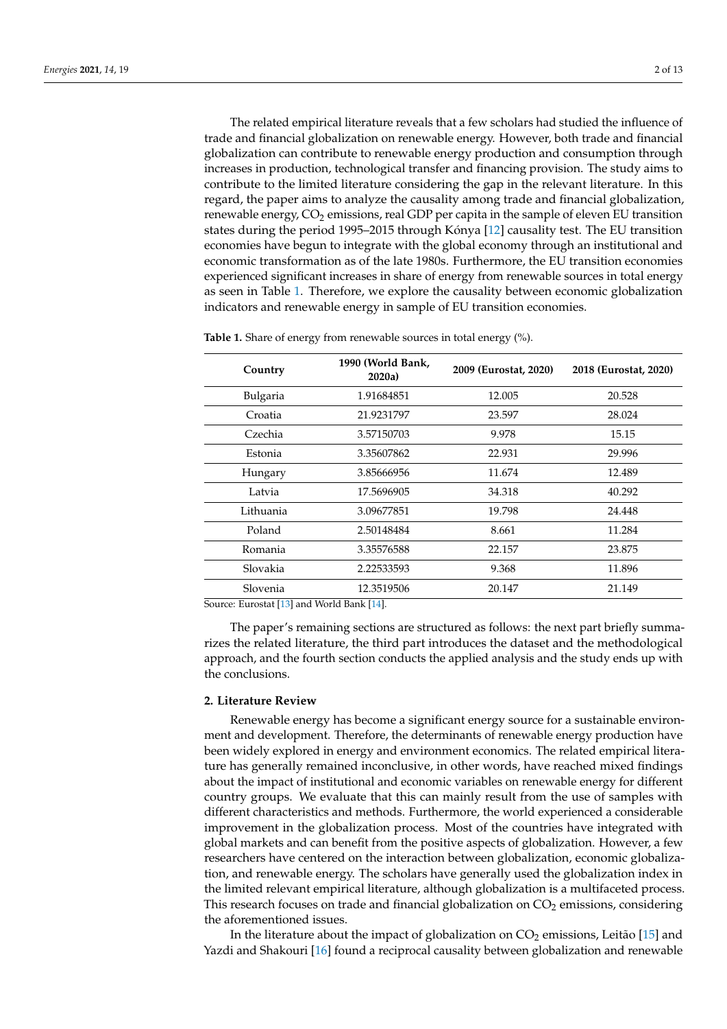The related empirical literature reveals that a few scholars had studied the influence of trade and financial globalization on renewable energy. However, both trade and financial globalization can contribute to renewable energy production and consumption through increases in production, technological transfer and financing provision. The study aims to contribute to the limited literature considering the gap in the relevant literature. In this regard, the paper aims to analyze the causality among trade and financial globalization, renewable energy, $CO_2$ emissions, real GDP per capita in the sample of eleven EU transition states during the period 1995–2015 through Kónya [12] causality test. The EU transition economies have begun to integrate with the global economy through an institutional and economic transformation as of the late 1980s. Furthermore, the EU transition economies experienced significant increases in share of energy from renewable sources in total energy as seen in Table 1. Therefore, we explore the causality between economic globalization indicators and renewable energy in sample of EU transition economies.

**Table 1.** Share of energy from renewable sources in total energy (%).

| Country | 1990 (World Bank, 2020a) | 2009 (Eurostat, 2020) | 2018 (Eurostat, 2020) |
|---|---|---|---|
| Bulgaria | 1.91684851 | 12.005 | 20.528 |
| Croatia | 21.9231797 | 23.597 | 28.024 |
| Czechia | 3.57150703 | 9.978 | 15.15 |
| Estonia | 3.35607862 | 22.931 | 29.996 |
| Hungary | 3.85666956 | 11.674 | 12.489 |
| Latvia | 17.5696905 | 34.318 | 40.292 |
| Lithuania | 3.09677851 | 19.798 | 24.448 |
| Poland | 2.50148484 | 8.661 | 11.284 |
| Romania | 3.35576588 | 22.157 | 23.875 |
| Slovakia | 2.22533593 | 9.368 | 11.896 |
| Slovenia | 12.3519506 | 20.147 | 21.149 |

Source: Eurostat [13] and World Bank [14].

The paper's remaining sections are structured as follows: the next part briefly summarizes the related literature, the third part introduces the dataset and the methodological approach, and the fourth section conducts the applied analysis and the study ends up with the conclusions.

## 2. Literature Review

Renewable energy has become a significant energy source for a sustainable environment and development. Therefore, the determinants of renewable energy production have been widely explored in energy and environment economics. The related empirical literature has generally remained inconclusive, in other words, have reached mixed findings about the impact of institutional and economic variables on renewable energy for different country groups. We evaluate that this can mainly result from the use of samples with different characteristics and methods. Furthermore, the world experienced a considerable improvement in the globalization process. Most of the countries have integrated with global markets and can benefit from the positive aspects of globalization. However, a few researchers have centered on the interaction between globalization, economic globalization, and renewable energy. The scholars have generally used the globalization index in the limited relevant empirical literature, although globalization is a multifaceted process. This research focuses on trade and financial globalization on $CO_2$ emissions, considering the aforementioned issues.

In the literature about the impact of globalization on $CO_2$ emissions, Leitão [15] and Yazdi and Shakouri [16] found a reciprocal causality between globalization and renewable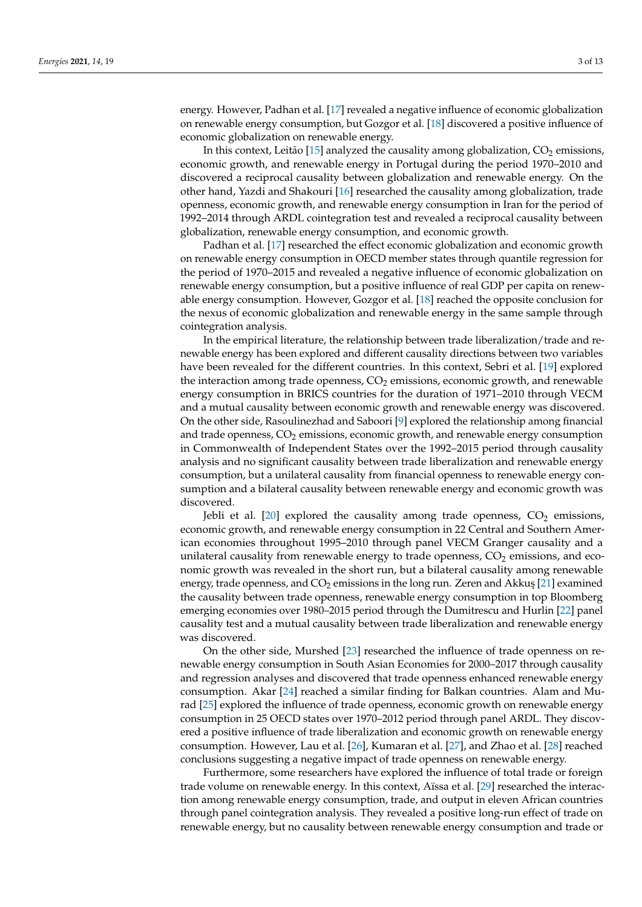energy. However, Padhan et al. [17] revealed a negative influence of economic globalization on renewable energy consumption, but Gozgor et al. [18] discovered a positive influence of economic globalization on renewable energy.

In this context, Leitão [15] analyzed the causality among globalization, $CO_2$ emissions, economic growth, and renewable energy in Portugal during the period 1970–2010 and discovered a reciprocal causality between globalization and renewable energy. On the other hand, Yazdi and Shakouri [16] researched the causality among globalization, trade openness, economic growth, and renewable energy consumption in Iran for the period of 1992–2014 through ARDL cointegration test and revealed a reciprocal causality between globalization, renewable energy consumption, and economic growth.

Padhan et al. [17] researched the effect economic globalization and economic growth on renewable energy consumption in OECD member states through quantile regression for the period of 1970–2015 and revealed a negative influence of economic globalization on renewable energy consumption, but a positive influence of real GDP per capita on renewable energy consumption. However, Gozgor et al. [18] reached the opposite conclusion for the nexus of economic globalization and renewable energy in the same sample through cointegration analysis.

In the empirical literature, the relationship between trade liberalization/trade and renewable energy has been explored and different causality directions between two variables have been revealed for the different countries. In this context, Sebri et al. [19] explored the interaction among trade openness, $CO_2$ emissions, economic growth, and renewable energy consumption in BRICS countries for the duration of 1971–2010 through VECM and a mutual causality between economic growth and renewable energy was discovered. On the other side, Rasoulinezhad and Saboori [9] explored the relationship among financial and trade openness, $CO_2$ emissions, economic growth, and renewable energy consumption in Commonwealth of Independent States over the 1992–2015 period through causality analysis and no significant causality between trade liberalization and renewable energy consumption, but a unilateral causality from financial openness to renewable energy consumption and a bilateral causality between renewable energy and economic growth was discovered.

Jebli et al. [20] explored the causality among trade openness, $CO_2$ emissions, economic growth, and renewable energy consumption in 22 Central and Southern American economies throughout 1995–2010 through panel VECM Granger causality and a unilateral causality from renewable energy to trade openness, $CO_2$ emissions, and economic growth was revealed in the short run, but a bilateral causality among renewable energy, trade openness, and $CO_2$ emissions in the long run. Zeren and Akkuş [21] examined the causality between trade openness, renewable energy consumption in top Bloomberg emerging economies over 1980–2015 period through the Dumitrescu and Hurlin [22] panel causality test and a mutual causality between trade liberalization and renewable energy was discovered.

On the other side, Murshed [23] researched the influence of trade openness on renewable energy consumption in South Asian Economies for 2000–2017 through causality and regression analyses and discovered that trade openness enhanced renewable energy consumption. Akar [24] reached a similar finding for Balkan countries. Alam and Murad [25] explored the influence of trade openness, economic growth on renewable energy consumption in 25 OECD states over 1970–2012 period through panel ARDL. They discovered a positive influence of trade liberalization and economic growth on renewable energy consumption. However, Lau et al. [26], Kumaran et al. [27], and Zhao et al. [28] reached conclusions suggesting a negative impact of trade openness on renewable energy.

Furthermore, some researchers have explored the influence of total trade or foreign trade volume on renewable energy. In this context, Aïssa et al. [29] researched the interaction among renewable energy consumption, trade, and output in eleven African countries through panel cointegration analysis. They revealed a positive long-run effect of trade on renewable energy, but no causality between renewable energy consumption and trade or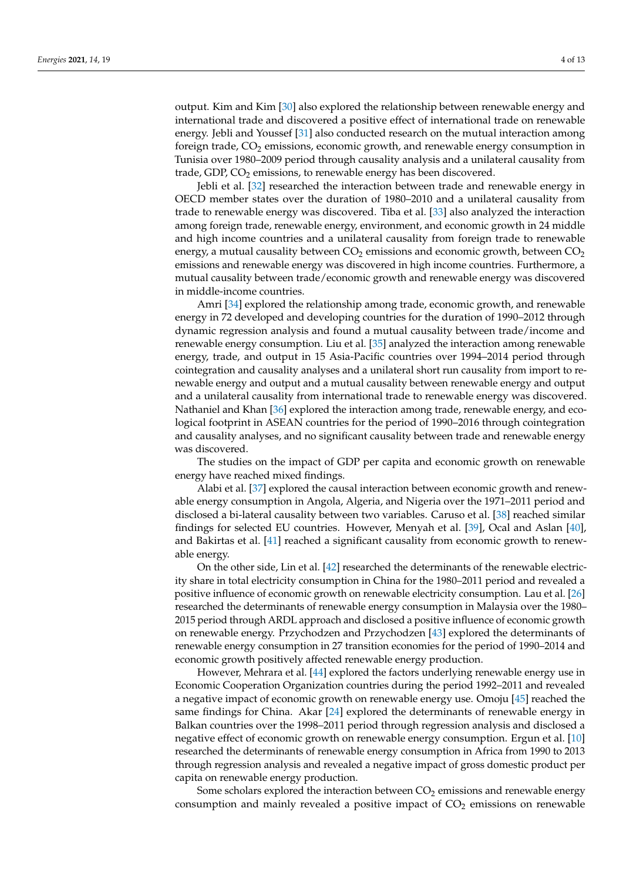output. Kim and Kim [30] also explored the relationship between renewable energy and international trade and discovered a positive effect of international trade on renewable energy. Jebli and Youssef [31] also conducted research on the mutual interaction among foreign trade, $CO_2$ emissions, economic growth, and renewable energy consumption in Tunisia over 1980–2009 period through causality analysis and a unilateral causality from trade, GDP, $CO_2$ emissions, to renewable energy has been discovered.

Jebli et al. [32] researched the interaction between trade and renewable energy in OECD member states over the duration of 1980–2010 and a unilateral causality from trade to renewable energy was discovered. Tiba et al. [33] also analyzed the interaction among foreign trade, renewable energy, environment, and economic growth in 24 middle and high income countries and a unilateral causality from foreign trade to renewable energy, a mutual causality between $CO_2$ emissions and economic growth, between $CO_2$ emissions and renewable energy was discovered in high income countries. Furthermore, a mutual causality between trade/economic growth and renewable energy was discovered in middle-income countries.

Amri [34] explored the relationship among trade, economic growth, and renewable energy in 72 developed and developing countries for the duration of 1990–2012 through dynamic regression analysis and found a mutual causality between trade/income and renewable energy consumption. Liu et al. [35] analyzed the interaction among renewable energy, trade, and output in 15 Asia-Pacific countries over 1994–2014 period through cointegration and causality analyses and a unilateral short run causality from import to renewable energy and output and a mutual causality between renewable energy and output and a unilateral causality from international trade to renewable energy was discovered. Nathaniel and Khan [36] explored the interaction among trade, renewable energy, and ecological footprint in ASEAN countries for the period of 1990–2016 through cointegration and causality analyses, and no significant causality between trade and renewable energy was discovered.

The studies on the impact of GDP per capita and economic growth on renewable energy have reached mixed findings.

Alabi et al. [37] explored the causal interaction between economic growth and renewable energy consumption in Angola, Algeria, and Nigeria over the 1971–2011 period and disclosed a bi-lateral causality between two variables. Caruso et al. [38] reached similar findings for selected EU countries. However, Menyah et al. [39], Ocal and Aslan [40], and Bakirtas et al. [41] reached a significant causality from economic growth to renewable energy.

On the other side, Lin et al. [42] researched the determinants of the renewable electricity share in total electricity consumption in China for the 1980–2011 period and revealed a positive influence of economic growth on renewable electricity consumption. Lau et al. [26] researched the determinants of renewable energy consumption in Malaysia over the 1980–2015 period through ARDL approach and disclosed a positive influence of economic growth on renewable energy. Przychodzen and Przychodzen [43] explored the determinants of renewable energy consumption in 27 transition economies for the period of 1990–2014 and economic growth positively affected renewable energy production.

However, Mehrara et al. [44] explored the factors underlying renewable energy use in Economic Cooperation Organization countries during the period 1992–2011 and revealed a negative impact of economic growth on renewable energy use. Omoju [45] reached the same findings for China. Akar [24] explored the determinants of renewable energy in Balkan countries over the 1998–2011 period through regression analysis and disclosed a negative effect of economic growth on renewable energy consumption. Ergun et al. [10] researched the determinants of renewable energy consumption in Africa from 1990 to 2013 through regression analysis and revealed a negative impact of gross domestic product per capita on renewable energy production.

Some scholars explored the interaction between $CO_2$ emissions and renewable energy consumption and mainly revealed a positive impact of $CO_2$ emissions on renewable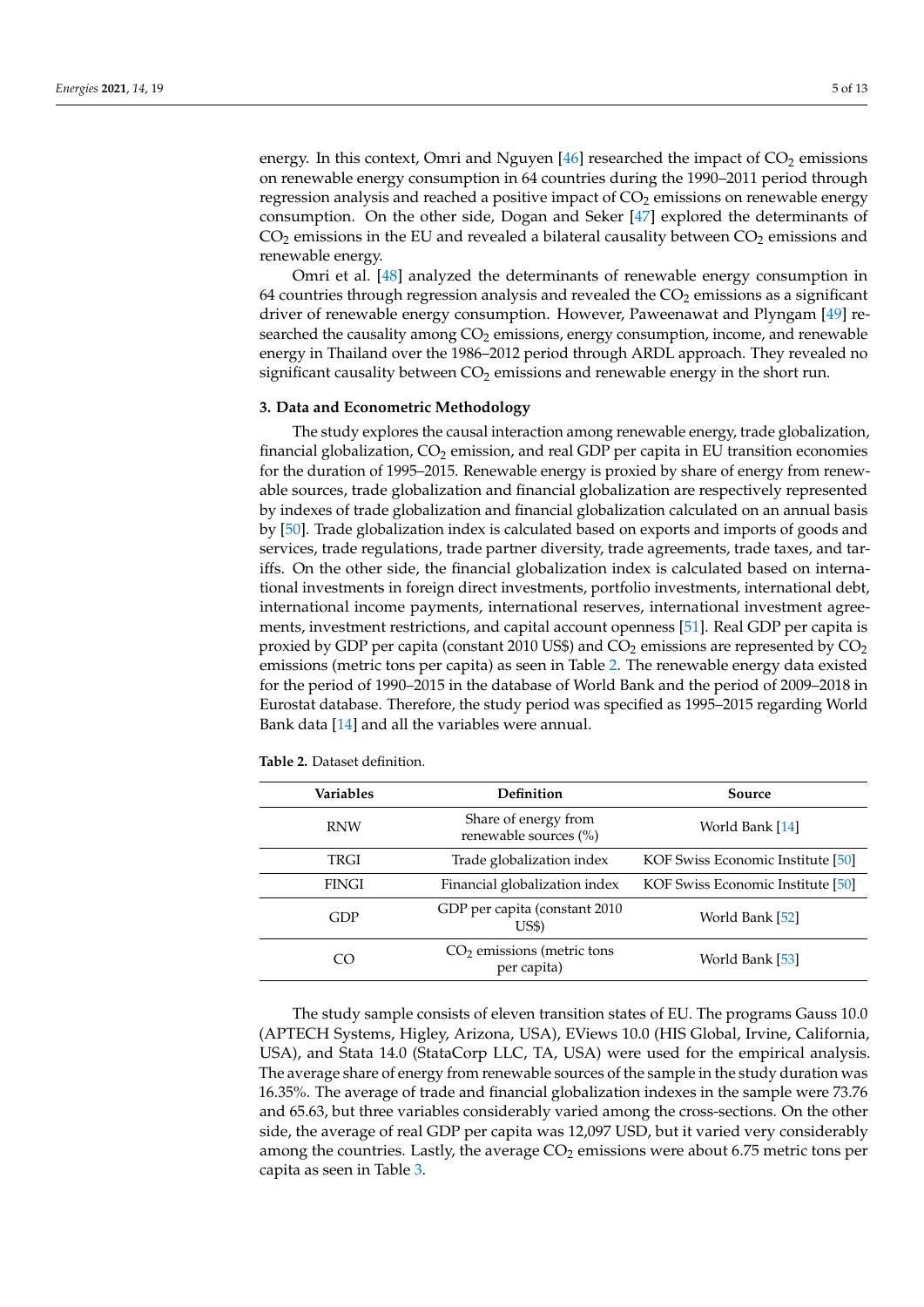energy. In this context, Omri and Nguyen [46] researched the impact of $CO_2$ emissions on renewable energy consumption in 64 countries during the 1990–2011 period through regression analysis and reached a positive impact of $CO_2$ emissions on renewable energy consumption. On the other side, Dogan and Seker [47] explored the determinants of $CO_2$ emissions in the EU and revealed a bilateral causality between $CO_2$ emissions and renewable energy.

Omri et al. [48] analyzed the determinants of renewable energy consumption in 64 countries through regression analysis and revealed the $CO_2$ emissions as a significant driver of renewable energy consumption. However, Paweenawat and Plyngam [49] researched the causality among $CO_2$ emissions, energy consumption, income, and renewable energy in Thailand over the 1986–2012 period through ARDL approach. They revealed no significant causality between $CO_2$ emissions and renewable energy in the short run.

### 3. Data and Econometric Methodology

The study explores the causal interaction among renewable energy, trade globalization, financial globalization, $CO_2$ emission, and real GDP per capita in EU transition economies for the duration of 1995–2015. Renewable energy is proxied by share of energy from renewable sources, trade globalization and financial globalization are respectively represented by indexes of trade globalization and financial globalization calculated on an annual basis by [50]. Trade globalization index is calculated based on exports and imports of goods and services, trade regulations, trade partner diversity, trade agreements, trade taxes, and tariffs. On the other side, the financial globalization index is calculated based on international investments in foreign direct investments, portfolio investments, international debt, international income payments, international reserves, international investment agreements, investment restrictions, and capital account openness [51]. Real GDP per capita is proxied by GDP per capita (constant 2010 US$) and $CO_2$ emissions are represented by $CO_2$ emissions (metric tons per capita) as seen in Table 2. The renewable energy data existed for the period of 1990–2015 in the database of World Bank and the period of 2009–2018 in Eurostat database. Therefore, the study period was specified as 1995–2015 regarding World Bank data [14] and all the variables were annual.

**Table 2.** Dataset definition.

| Variables | Definition | Source |
| --- | --- | --- |
| RNW | Share of energy from renewable sources (%) | World Bank [14] |
| TRGI | Trade globalization index | KOF Swiss Economic Institute [50] |
| FINGI | Financial globalization index | KOF Swiss Economic Institute [50] |
| GDP | GDP per capita (constant 2010 US$) | World Bank [52] |
| CO | $CO_2$ emissions (metric tons per capita) | World Bank [53] |

The study sample consists of eleven transition states of EU. The programs Gauss 10.0 (APTECH Systems, Higley, Arizona, USA), EViews 10.0 (HIS Global, Irvine, California, USA), and Stata 14.0 (StataCorp LLC, TA, USA) were used for the empirical analysis. The average share of energy from renewable sources of the sample in the study duration was 16.35%. The average of trade and financial globalization indexes in the sample were 73.76 and 65.63, but three variables considerably varied among the cross-sections. On the other side, the average of real GDP per capita was 12,097 USD, but it varied very considerably among the countries. Lastly, the average $CO_2$ emissions were about 6.75 metric tons per capita as seen in Table 3.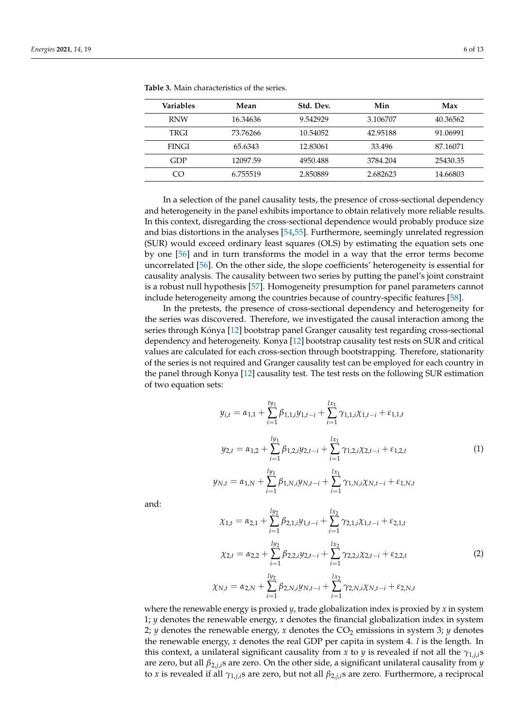**Table 3.** Main characteristics of the series.

| Variables | Mean | Std. Dev. | Min | Max |
|---|---|---|---|---|
| RNW | 16.34636 | 9.542929 | 3.106707 | 40.36562 |
| TRGI | 73.76266 | 10.54052 | 42.95188 | 91.06991 |
| FINGI | 65.6343 | 12.83061 | 33.496 | 87.16071 |
| GDP | 12097.59 | 4950.488 | 3784.204 | 25430.35 |
| CO | 6.755519 | 2.850889 | 2.682623 | 14.66803 |

In a selection of the panel causality tests, the presence of cross-sectional dependency and heterogeneity in the panel exhibits importance to obtain relatively more reliable results. In this context, disregarding the cross-sectional dependence would probably produce size and bias distortions in the analyses [54,55]. Furthermore, seemingly unrelated regression (SUR) would exceed ordinary least squares (OLS) by estimating the equation sets one by one [56] and in turn transforms the model in a way that the error terms become uncorrelated [56]. On the other side, the slope coefficients' heterogeneity is essential for causality analysis. The causality between two series by putting the panel's joint constraint is a robust null hypothesis [57]. Homogeneity presumption for panel parameters cannot include heterogeneity among the countries because of country-specific features [58].

In the pretests, the presence of cross-sectional dependency and heterogeneity for the series was discovered. Therefore, we investigated the causal interaction among the series through Kónya [12] bootstrap panel Granger causality test regarding cross-sectional dependency and heterogeneity. Konya [12] bootstrap causality test rests on SUR and critical values are calculated for each cross-section through bootstrapping. Therefore, stationarity of the series is not required and Granger causality test can be employed for each country in the panel through Konya [12] causality test. The test rests on the following SUR estimation of two equation sets:

$$
\begin{aligned}
y_{i,t} &= \alpha_{1,1} + \sum_{i=1}^{ty_1} \beta_{1,1,i} y_{1,t-i} + \sum_{i=1}^{lx_1} \gamma_{1,1,i} \chi_{1,t-i} + \varepsilon_{1,1,t} \\
y_{2,t} &= \alpha_{1,2} + \sum_{i=1}^{ly_1} \beta_{1,2,i} y_{2,t-i} + \sum_{i=1}^{lx_1} \gamma_{1,2,i} \chi_{2,t-i} + \varepsilon_{1,2,t} \\
y_{N,t} &= \alpha_{1,N} + \sum_{i=1}^{ly_1} \beta_{1,N,i} y_{N,t-i} + \sum_{i=1}^{lx_1} \gamma_{1,N,i} \chi_{N,t-i} + \varepsilon_{1,N,t}
\end{aligned}
\tag{1}
$$

and:

$$
\begin{aligned}
\chi_{1,t} &= \alpha_{2,1} + \sum_{i=1}^{ly_2} \beta_{2,1,i} y_{1,t-i} + \sum_{i=1}^{lx_2} \gamma_{2,1,i} \chi_{1,t-i} + \varepsilon_{2,1,t} \\
\chi_{2,t} &= \alpha_{2,2} + \sum_{i=1}^{ly_2} \beta_{2,2,i} y_{2,t-i} + \sum_{i=1}^{lx_2} \gamma_{2,2,i} \chi_{2,t-i} + \varepsilon_{2,2,t} \\
\chi_{N,t} &= \alpha_{2,N} + \sum_{i=1}^{ly_2} \beta_{2,N,i} y_{N,t-i} + \sum_{i=1}^{lx_2} \gamma_{2,N,i} \chi_{N,t-i} + \varepsilon_{2,N,t}
\end{aligned}
\tag{2}
$$

where the renewable energy is proxied $y$, trade globalization index is proxied by $x$ in system 1; $y$ denotes the renewable energy, $x$ denotes the financial globalization index in system 2; $y$ denotes the renewable energy, $x$ denotes the $CO_2$ emissions in system 3; $y$ denotes the renewable energy, $x$ denotes the real GDP per capita in system 4. $l$ is the length. In this context, a unilateral significant causality from $x$ to $y$ is revealed if not all the $\gamma_{1,j,i}$s are zero, but all $\beta_{2,j,i}$s are zero. On the other side, a significant unilateral causality from $y$ to $x$ is revealed if all $\gamma_{1,j,i}$s are zero, but not all $\beta_{2,j,i}$s are zero. Furthermore, a reciprocal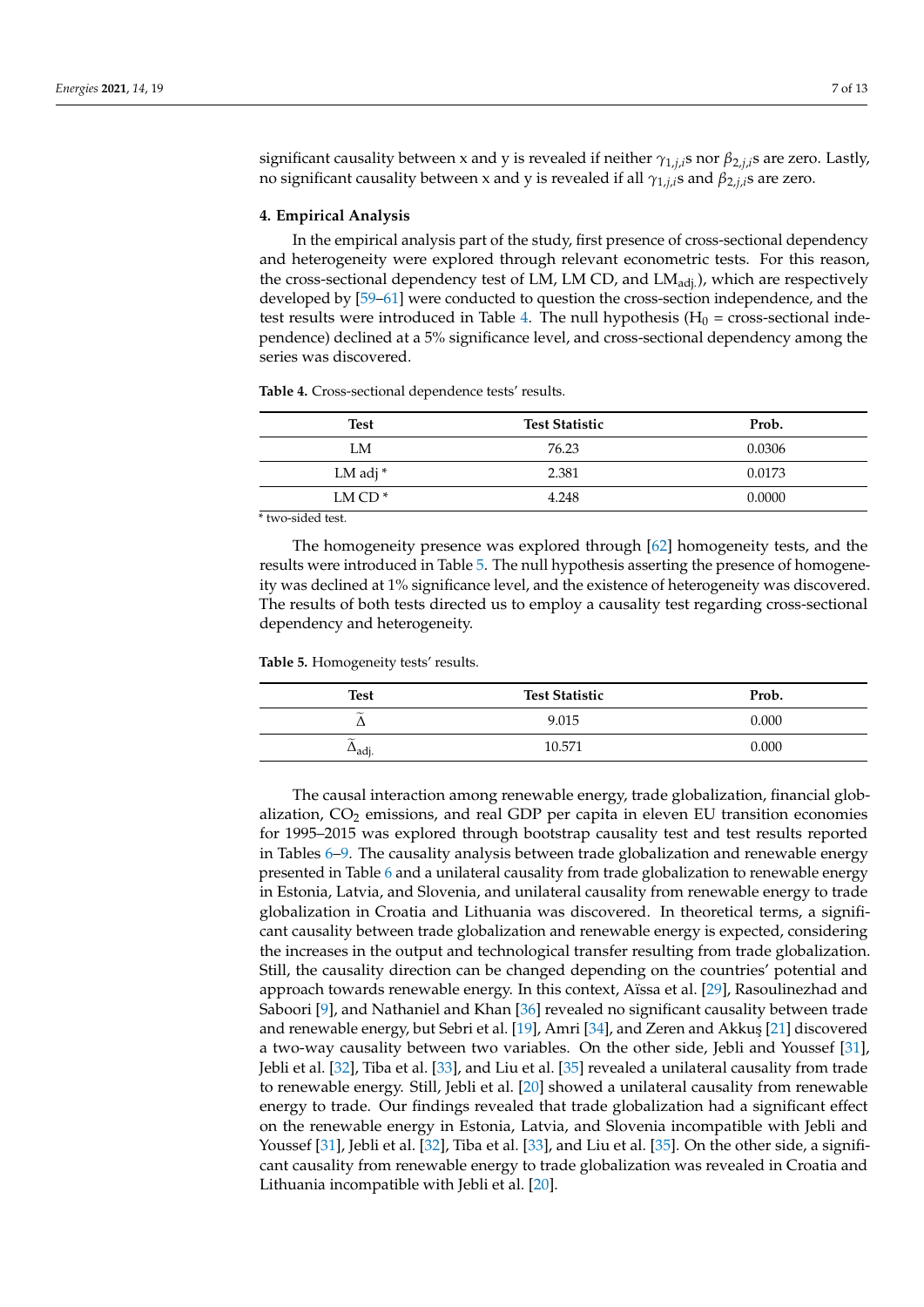significant causality between x and y is revealed if neither $\gamma_{1,j,i}$s nor $\beta_{2,j,i}$s are zero. Lastly, no significant causality between x and y is revealed if all $\gamma_{1,j,i}$s and $\beta_{2,j,i}$s are zero.

## 4. Empirical Analysis

In the empirical analysis part of the study, first presence of cross-sectional dependency and heterogeneity were explored through relevant econometric tests. For this reason, the cross-sectional dependency test of LM, LM CD, and $LM_{adj.}$), which are respectively developed by [59–61] were conducted to question the cross-section independence, and the test results were introduced in Table 4. The null hypothesis ($H_0$ = cross-sectional independence) declined at a 5% significance level, and cross-sectional dependency among the series was discovered.

**Table 4.** Cross-sectional dependence tests' results.

| Test | Test Statistic | Prob. |
|---|---|---|
| LM | 76.23 | 0.0306 |
| LM adj * | 2.381 | 0.0173 |
| LM CD * | 4.248 | 0.0000 |

* two-sided test.

The homogeneity presence was explored through [62] homogeneity tests, and the results were introduced in Table 5. The null hypothesis asserting the presence of homogeneity was declined at 1% significance level, and the existence of heterogeneity was discovered. The results of both tests directed us to employ a causality test regarding cross-sectional dependency and heterogeneity.

**Table 5.** Homogeneity tests' results.

| Test | Test Statistic | Prob. |
|---|---|---|
| $\widetilde{\Delta}$ | 9.015 | 0.000 |
| $\widetilde{\Delta}_{adj.}$ | 10.571 | 0.000 |

The causal interaction among renewable energy, trade globalization, financial globalization, $CO_2$ emissions, and real GDP per capita in eleven EU transition economies for 1995–2015 was explored through bootstrap causality test and test results reported in Tables 6–9. The causality analysis between trade globalization and renewable energy presented in Table 6 and a unilateral causality from trade globalization to renewable energy in Estonia, Latvia, and Slovenia, and unilateral causality from renewable energy to trade globalization in Croatia and Lithuania was discovered. In theoretical terms, a significant causality between trade globalization and renewable energy is expected, considering the increases in the output and technological transfer resulting from trade globalization. Still, the causality direction can be changed depending on the countries' potential and approach towards renewable energy. In this context, Aïssa et al. [29], Rasoulinezhad and Saboori [9], and Nathaniel and Khan [36] revealed no significant causality between trade and renewable energy, but Sebri et al. [19], Amri [34], and Zeren and Akkuş [21] discovered a two-way causality between two variables. On the other side, Jebli and Youssef [31], Jebli et al. [32], Tiba et al. [33], and Liu et al. [35] revealed a unilateral causality from trade to renewable energy. Still, Jebli et al. [20] showed a unilateral causality from renewable energy to trade. Our findings revealed that trade globalization had a significant effect on the renewable energy in Estonia, Latvia, and Slovenia incompatible with Jebli and Youssef [31], Jebli et al. [32], Tiba et al. [33], and Liu et al. [35]. On the other side, a significant causality from renewable energy to trade globalization was revealed in Croatia and Lithuania incompatible with Jebli et al. [20].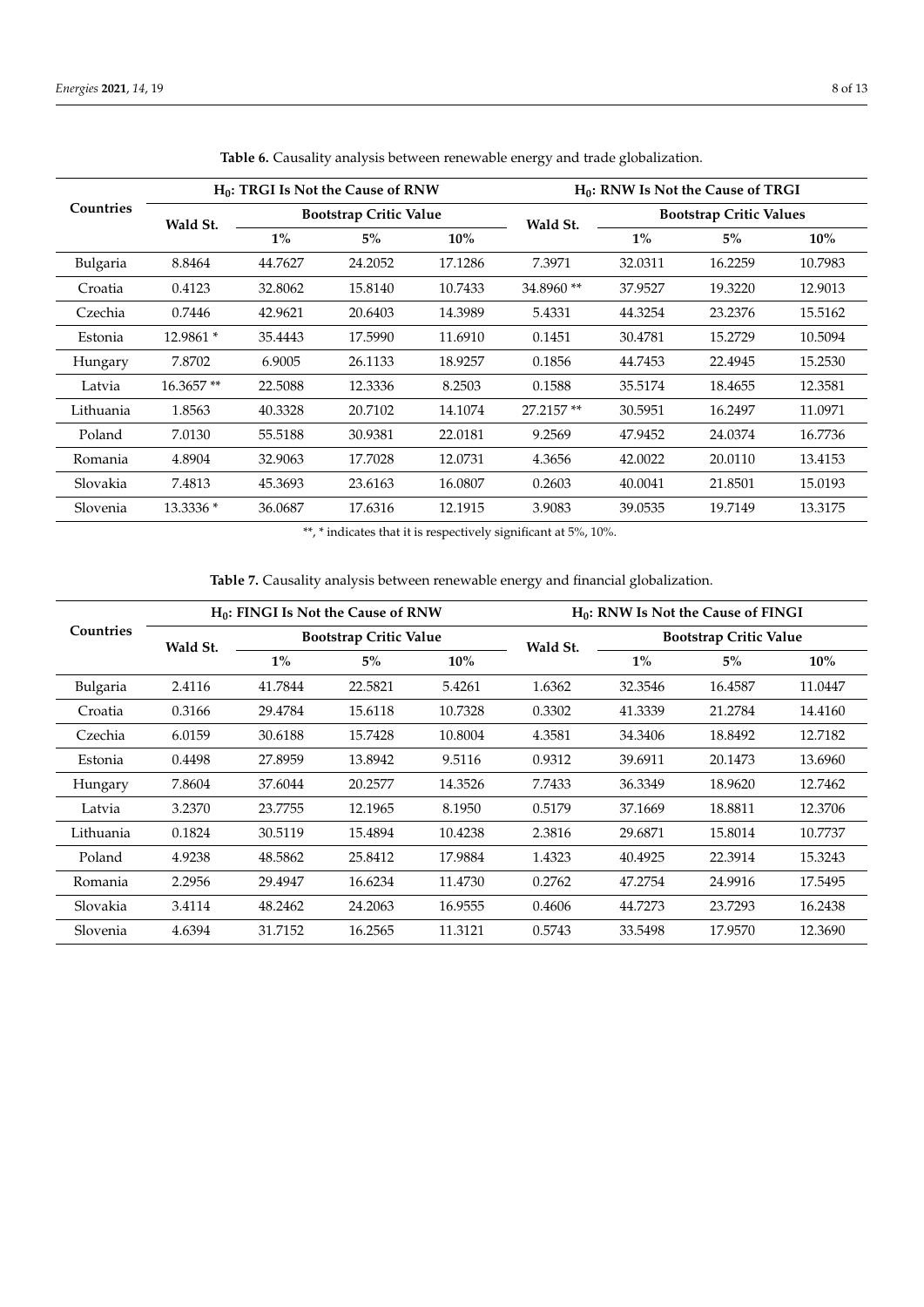**Table 6.** Causality analysis between renewable energy and trade globalization.

| Countries | $H_0$: TRGI Is Not the Cause of RNW | | | | $H_0$: RNW Is Not the Cause of TRGI | | | |
|---|---|---|---|---|---|---|---|---|
| | Wald St. | Bootstrap Critic Value | | | Wald St. | Bootstrap Critic Values | | |
| | | 1% | 5% | 10% | | 1% | 5% | 10% |
| Bulgaria | 8.8464 | 44.7627 | 24.2052 | 17.1286 | 7.3971 | 32.0311 | 16.2259 | 10.7983 |
| Croatia | 0.4123 | 32.8062 | 15.8140 | 10.7433 | 34.8960 ** | 37.9527 | 19.3220 | 12.9013 |
| Czechia | 0.7446 | 42.9621 | 20.6403 | 14.3989 | 5.4331 | 44.3254 | 23.2376 | 15.5162 |
| Estonia | 12.9861 * | 35.4443 | 17.5990 | 11.6910 | 0.1451 | 30.4781 | 15.2729 | 10.5094 |
| Hungary | 7.8702 | 6.9005 | 26.1133 | 18.9257 | 0.1856 | 44.7453 | 22.4945 | 15.2530 |
| Latvia | 16.3657 ** | 22.5088 | 12.3336 | 8.2503 | 0.1588 | 35.5174 | 18.4655 | 12.3581 |
| Lithuania | 1.8563 | 40.3328 | 20.7102 | 14.1074 | 27.2157 ** | 30.5951 | 16.2497 | 11.0971 |
| Poland | 7.0130 | 55.5188 | 30.9381 | 22.0181 | 9.2569 | 47.9452 | 24.0374 | 16.7736 |
| Romania | 4.8904 | 32.9063 | 17.7028 | 12.0731 | 4.3656 | 42.0022 | 20.0110 | 13.4153 |
| Slovakia | 7.4813 | 45.3693 | 23.6163 | 16.0807 | 0.2603 | 40.0041 | 21.8501 | 15.0193 |
| Slovenia | 13.3336 * | 36.0687 | 17.6316 | 12.1915 | 3.9083 | 39.0535 | 19.7149 | 13.3175 |

**, * indicates that it is respectively significant at 5%, 10%.

**Table 7.** Causality analysis between renewable energy and financial globalization.

| Countries | $H_0$: FINGI Is Not the Cause of RNW | | | | $H_0$: RNW Is Not the Cause of FINGI | | | |
|---|---|---|---|---|---|---|---|---|
| | Wald St. | Bootstrap Critic Value | | | Wald St. | Bootstrap Critic Value | | |
| | | 1% | 5% | 10% | | 1% | 5% | 10% |
| Bulgaria | 2.4116 | 41.7844 | 22.5821 | 5.4261 | 1.6362 | 32.3546 | 16.4587 | 11.0447 |
| Croatia | 0.3166 | 29.4784 | 15.6118 | 10.7328 | 0.3302 | 41.3339 | 21.2784 | 14.4160 |
| Czechia | 6.0159 | 30.6188 | 15.7428 | 10.8004 | 4.3581 | 34.3406 | 18.8492 | 12.7182 |
| Estonia | 0.4498 | 27.8959 | 13.8942 | 9.5116 | 0.9312 | 39.6911 | 20.1473 | 13.6960 |
| Hungary | 7.8604 | 37.6044 | 20.2577 | 14.3526 | 7.7433 | 36.3349 | 18.9620 | 12.7462 |
| Latvia | 3.2370 | 23.7755 | 12.1965 | 8.1950 | 0.5179 | 37.1669 | 18.8811 | 12.3706 |
| Lithuania | 0.1824 | 30.5119 | 15.4894 | 10.4238 | 2.3816 | 29.6871 | 15.8014 | 10.7737 |
| Poland | 4.9238 | 48.5862 | 25.8412 | 17.9884 | 1.4323 | 40.4925 | 22.3914 | 15.3243 |
| Romania | 2.2956 | 29.4947 | 16.6234 | 11.4730 | 0.2762 | 47.2754 | 24.9916 | 17.5495 |
| Slovakia | 3.4114 | 48.2462 | 24.2063 | 16.9555 | 0.4606 | 44.7273 | 23.7293 | 16.2438 |
| Slovenia | 4.6394 | 31.7152 | 16.2565 | 11.3121 | 0.5743 | 33.5498 | 17.9570 | 12.3690 |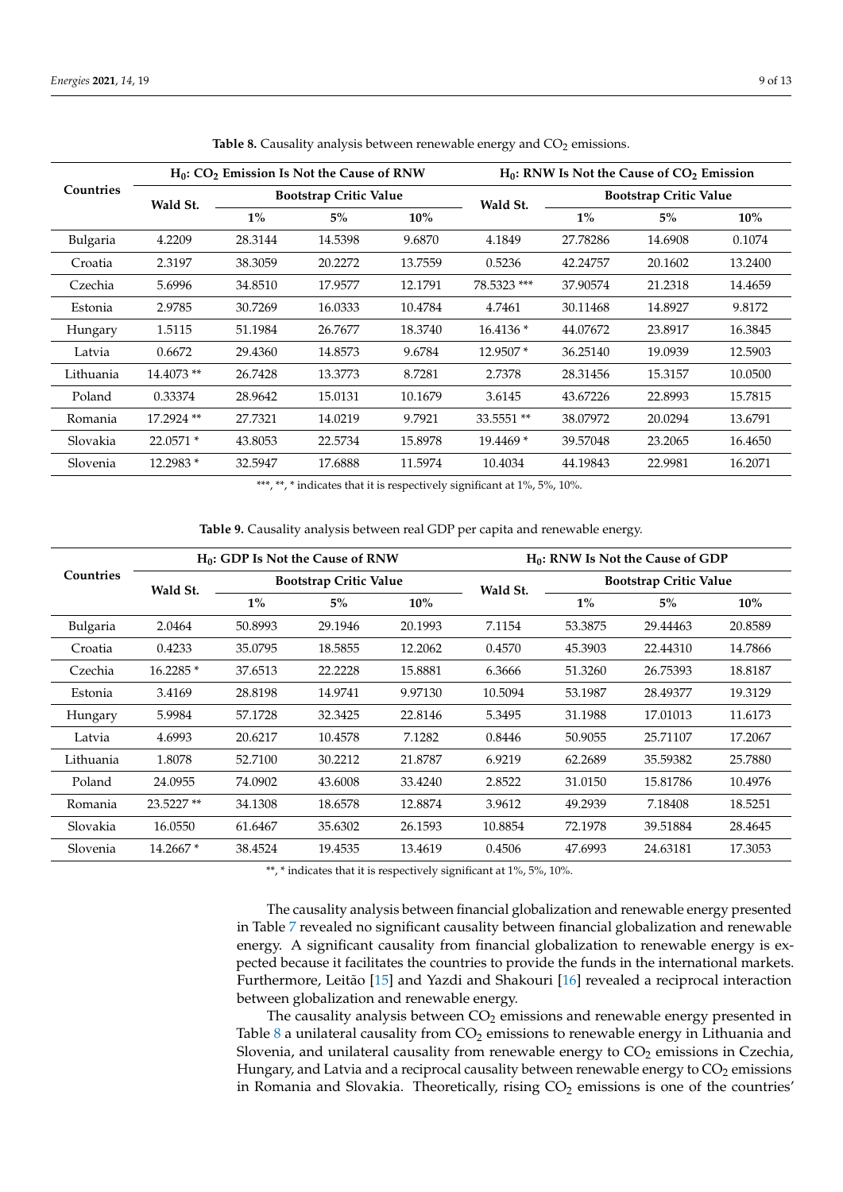**Table 8.** Causality analysis between renewable energy and $CO_2$ emissions.

| Countries | $H_0$: $CO_2$ Emission Is Not the Cause of RNW | | | | $H_0$: RNW Is Not the Cause of $CO_2$ Emission | | | |
|---|---|---|---|---|---|---|---|---|
| | Wald St. | Bootstrap Critic Value | | | Wald St. | Bootstrap Critic Value | | |
| | | 1% | 5% | 10% | | 1% | 5% | 10% |
| Bulgaria | 4.2209 | 28.3144 | 14.5398 | 9.6870 | 4.1849 | 27.78286 | 14.6908 | 0.1074 |
| Croatia | 2.3197 | 38.3059 | 20.2272 | 13.7559 | 0.5236 | 42.24757 | 20.1602 | 13.2400 |
| Czechia | 5.6996 | 34.8510 | 17.9577 | 12.1791 | 78.5323 *** | 37.90574 | 21.2318 | 14.4659 |
| Estonia | 2.9785 | 30.7269 | 16.0333 | 10.4784 | 4.7461 | 30.11468 | 14.8927 | 9.8172 |
| Hungary | 1.5115 | 51.1984 | 26.7677 | 18.3740 | 16.4136 * | 44.07672 | 23.8917 | 16.3845 |
| Latvia | 0.6672 | 29.4360 | 14.8573 | 9.6784 | 12.9507 * | 36.25140 | 19.0939 | 12.5903 |
| Lithuania | 14.4073 ** | 26.7428 | 13.3773 | 8.7281 | 2.7378 | 28.31456 | 15.3157 | 10.0500 |
| Poland | 0.33374 | 28.9642 | 15.0131 | 10.1679 | 3.6145 | 43.67226 | 22.8993 | 15.7815 |
| Romania | 17.2924 ** | 27.7321 | 14.0219 | 9.7921 | 33.5551 ** | 38.07972 | 20.0294 | 13.6791 |
| Slovakia | 22.0571 * | 43.8053 | 22.5734 | 15.8978 | 19.4469 * | 39.57048 | 23.2065 | 16.4650 |
| Slovenia | 12.2983 * | 32.5947 | 17.6888 | 11.5974 | 10.4034 | 44.19843 | 22.9981 | 16.2071 |

***, **, * indicates that it is respectively significant at 1%, 5%, 10%.

**Table 9.** Causality analysis between real GDP per capita and renewable energy.

| Countries | $H_0$: GDP Is Not the Cause of RNW | | | | $H_0$: RNW Is Not the Cause of GDP | | | |
|---|---|---|---|---|---|---|---|---|
| | Wald St. | Bootstrap Critic Value | | | Wald St. | Bootstrap Critic Value | | |
| | | 1% | 5% | 10% | | 1% | 5% | 10% |
| Bulgaria | 2.0464 | 50.8993 | 29.1946 | 20.1993 | 7.1154 | 53.3875 | 29.44463 | 20.8589 |
| Croatia | 0.4233 | 35.0795 | 18.5855 | 12.2062 | 0.4570 | 45.3903 | 22.44310 | 14.7866 |
| Czechia | 16.2285 * | 37.6513 | 22.2228 | 15.8881 | 6.3666 | 51.3260 | 26.75393 | 18.8187 |
| Estonia | 3.4169 | 28.8198 | 14.9741 | 9.97130 | 10.5094 | 53.1987 | 28.49377 | 19.3129 |
| Hungary | 5.9984 | 57.1728 | 32.3425 | 22.8146 | 5.3495 | 31.1988 | 17.01013 | 11.6173 |
| Latvia | 4.6993 | 20.6217 | 10.4578 | 7.1282 | 0.8446 | 50.9055 | 25.71107 | 17.2067 |
| Lithuania | 1.8078 | 52.7100 | 30.2212 | 21.8787 | 6.9219 | 62.2689 | 35.59382 | 25.7880 |
| Poland | 24.0955 | 74.0902 | 43.6008 | 33.4240 | 2.8522 | 31.0150 | 15.81786 | 10.4976 |
| Romania | 23.5227 ** | 34.1308 | 18.6578 | 12.8874 | 3.9612 | 49.2939 | 7.18408 | 18.5251 |
| Slovakia | 16.0550 | 61.6467 | 35.6302 | 26.1593 | 10.8854 | 72.1978 | 39.51884 | 28.4645 |
| Slovenia | 14.2667 * | 38.4524 | 19.4535 | 13.4619 | 0.4506 | 47.6993 | 24.63181 | 17.3053 |

**, * indicates that it is respectively significant at 1%, 5%, 10%.

The causality analysis between financial globalization and renewable energy presented in Table 7 revealed no significant causality between financial globalization and renewable energy. A significant causality from financial globalization to renewable energy is expected because it facilitates the countries to provide the funds in the international markets. Furthermore, Leitão [15] and Yazdi and Shakouri [16] revealed a reciprocal interaction between globalization and renewable energy.

The causality analysis between $CO_2$ emissions and renewable energy presented in Table 8 a unilateral causality from $CO_2$ emissions to renewable energy in Lithuania and Slovenia, and unilateral causality from renewable energy to $CO_2$ emissions in Czechia, Hungary, and Latvia and a reciprocal causality between renewable energy to $CO_2$ emissions in Romania and Slovakia. Theoretically, rising $CO_2$ emissions is one of the countries'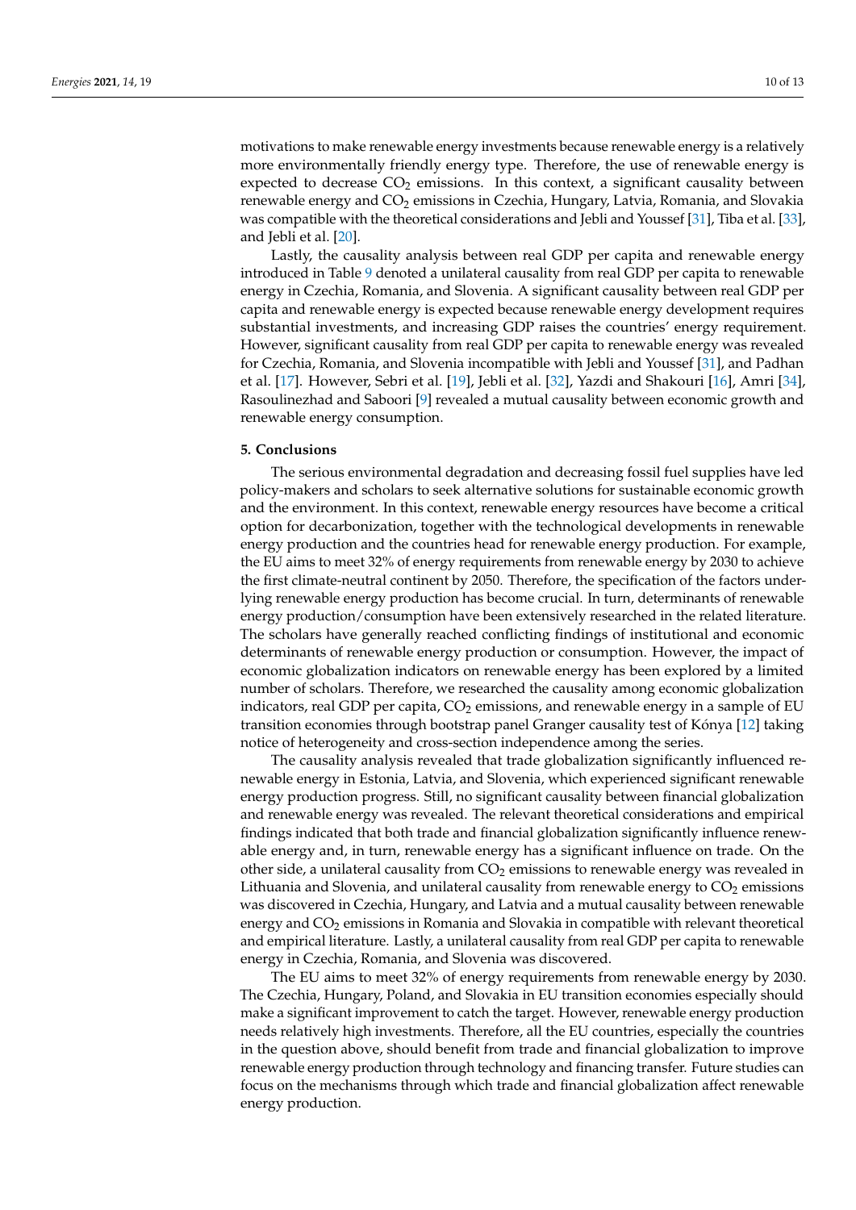motivations to make renewable energy investments because renewable energy is a relatively more environmentally friendly energy type. Therefore, the use of renewable energy is expected to decrease $CO_2$ emissions. In this context, a significant causality between renewable energy and $CO_2$ emissions in Czechia, Hungary, Latvia, Romania, and Slovakia was compatible with the theoretical considerations and Jebli and Youssef [31], Tiba et al. [33], and Jebli et al. [20].

Lastly, the causality analysis between real GDP per capita and renewable energy introduced in Table 9 denoted a unilateral causality from real GDP per capita to renewable energy in Czechia, Romania, and Slovenia. A significant causality between real GDP per capita and renewable energy is expected because renewable energy development requires substantial investments, and increasing GDP raises the countries' energy requirement. However, significant causality from real GDP per capita to renewable energy was revealed for Czechia, Romania, and Slovenia incompatible with Jebli and Youssef [31], and Padhan et al. [17]. However, Sebri et al. [19], Jebli et al. [32], Yazdi and Shakouri [16], Amri [34], Rasoulinezhad and Saboori [9] revealed a mutual causality between economic growth and renewable energy consumption.

## 5. Conclusions

The serious environmental degradation and decreasing fossil fuel supplies have led policy-makers and scholars to seek alternative solutions for sustainable economic growth and the environment. In this context, renewable energy resources have become a critical option for decarbonization, together with the technological developments in renewable energy production and the countries head for renewable energy production. For example, the EU aims to meet 32% of energy requirements from renewable energy by 2030 to achieve the first climate-neutral continent by 2050. Therefore, the specification of the factors underlying renewable energy production has become crucial. In turn, determinants of renewable energy production/consumption have been extensively researched in the related literature. The scholars have generally reached conflicting findings of institutional and economic determinants of renewable energy production or consumption. However, the impact of economic globalization indicators on renewable energy has been explored by a limited number of scholars. Therefore, we researched the causality among economic globalization indicators, real GDP per capita, $CO_2$ emissions, and renewable energy in a sample of EU transition economies through bootstrap panel Granger causality test of Kónya [12] taking notice of heterogeneity and cross-section independence among the series.

The causality analysis revealed that trade globalization significantly influenced renewable energy in Estonia, Latvia, and Slovenia, which experienced significant renewable energy production progress. Still, no significant causality between financial globalization and renewable energy was revealed. The relevant theoretical considerations and empirical findings indicated that both trade and financial globalization significantly influence renewable energy and, in turn, renewable energy has a significant influence on trade. On the other side, a unilateral causality from $CO_2$ emissions to renewable energy was revealed in Lithuania and Slovenia, and unilateral causality from renewable energy to $CO_2$ emissions was discovered in Czechia, Hungary, and Latvia and a mutual causality between renewable energy and $CO_2$ emissions in Romania and Slovakia in compatible with relevant theoretical and empirical literature. Lastly, a unilateral causality from real GDP per capita to renewable energy in Czechia, Romania, and Slovenia was discovered.

The EU aims to meet 32% of energy requirements from renewable energy by 2030. The Czechia, Hungary, Poland, and Slovakia in EU transition economies especially should make a significant improvement to catch the target. However, renewable energy production needs relatively high investments. Therefore, all the EU countries, especially the countries in the question above, should benefit from trade and financial globalization to improve renewable energy production through technology and financing transfer. Future studies can focus on the mechanisms through which trade and financial globalization affect renewable energy production.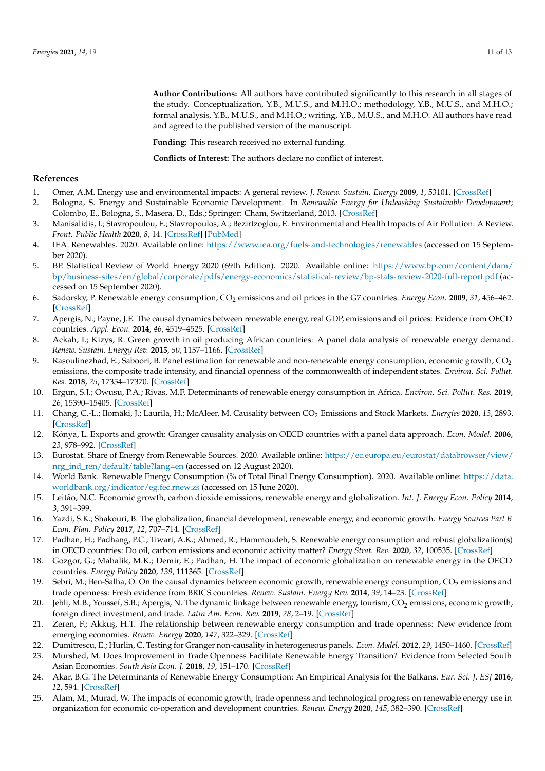**Author Contributions:** All authors have contributed significantly to this research in all stages of the study. Conceptualization, Y.B., M.U.S., and M.H.O.; methodology, Y.B., M.U.S., and M.H.O.; formal analysis, Y.B., M.U.S., and M.H.O.; writing, Y.B., M.U.S., and M.H.O. All authors have read and agreed to the published version of the manuscript.

**Funding:** This research received no external funding.

**Conflicts of Interest:** The authors declare no conflict of interest.

## References

1. Omer, A.M. Energy use and environmental impacts: A general review. *J. Renew. Sustain. Energy* **2009**, *1*, 53101. [CrossRef]
2. Bologna, S. Energy and Sustainable Economic Development. In *Renewable Energy for Unleashing Sustainable Development*; Colombo, E., Bologna, S., Masera, D., Eds.; Springer: Cham, Switzerland, 2013. [CrossRef]
3. Manisalidis, I.; Stavropoulou, E.; Stavropoulos, A.; Bezirtzoglou, E. Environmental and Health Impacts of Air Pollution: A Review. *Front. Public Health* **2020**, *8*, 14. [CrossRef] [PubMed]
4. IEA. Renewables. 2020. Available online: https://www.iea.org/fuels-and-technologies/renewables (accessed on 15 September 2020).
5. BP. Statistical Review of World Energy 2020 (69th Edition). 2020. Available online: https://www.bp.com/content/dam/bp/business-sites/en/global/corporate/pdfs/energy-economics/statistical-review/bp-stats-review-2020-full-report.pdf (accessed on 15 September 2020).
6. Sadorsky, P. Renewable energy consumption, $CO_2$ emissions and oil prices in the G7 countries. *Energy Econ.* **2009**, *31*, 456–462. [CrossRef]
7. Apergis, N.; Payne, J.E. The causal dynamics between renewable energy, real GDP, emissions and oil prices: Evidence from OECD countries. *Appl. Econ.* **2014**, *46*, 4519–4525. [CrossRef]
8. Ackah, I.; Kizys, R. Green growth in oil producing African countries: A panel data analysis of renewable energy demand. *Renew. Sustain. Energy Rev.* **2015**, *50*, 1157–1166. [CrossRef]
9. Rasoulinezhad, E.; Saboori, B. Panel estimation for renewable and non-renewable energy consumption, economic growth, $CO_2$ emissions, the composite trade intensity, and financial openness of the commonwealth of independent states. *Environ. Sci. Pollut. Res.* **2018**, *25*, 17354–17370. [CrossRef]
10. Ergun, S.J.; Owusu, P.A.; Rivas, M.F. Determinants of renewable energy consumption in Africa. *Environ. Sci. Pollut. Res.* **2019**, *26*, 15390–15405. [CrossRef]
11. Chang, C.-L.; Ilomäki, J.; Laurila, H.; McAleer, M. Causality between $CO_2$ Emissions and Stock Markets. *Energies* **2020**, *13*, 2893. [CrossRef]
12. Kónya, L. Exports and growth: Granger causality analysis on OECD countries with a panel data approach. *Econ. Model.* **2006**, *23*, 978–992. [CrossRef]
13. Eurostat. Share of Energy from Renewable Sources. 2020. Available online: https://ec.europa.eu/eurostat/databrowser/view/nrg_ind_ren/default/table?lang=en (accessed on 12 August 2020).
14. World Bank. Renewable Energy Consumption (% of Total Final Energy Consumption). 2020. Available online: https://data.worldbank.org/indicator/eg.fec.rnew.zs (accessed on 15 June 2020).
15. Leitão, N.C. Economic growth, carbon dioxide emissions, renewable energy and globalization. *Int. J. Energy Econ. Policy* **2014**, *3*, 391–399.
16. Yazdi, S.K.; Shakouri, B. The globalization, financial development, renewable energy, and economic growth. *Energy Sources Part B Econ. Plan. Policy* **2017**, *12*, 707–714. [CrossRef]
17. Padhan, H.; Padhang, P.C.; Tiwari, A.K.; Ahmed, R.; Hammoudeh, S. Renewable energy consumption and robust globalization(s) in OECD countries: Do oil, carbon emissions and economic activity matter? *Energy Strat. Rev.* **2020**, *32*, 100535. [CrossRef]
18. Gozgor, G.; Mahalik, M.K.; Demir, E.; Padhan, H. The impact of economic globalization on renewable energy in the OECD countries. *Energy Policy* **2020**, *139*, 111365. [CrossRef]
19. Sebri, M.; Ben-Salha, O. On the causal dynamics between economic growth, renewable energy consumption, $CO_2$ emissions and trade openness: Fresh evidence from BRICS countries. *Renew. Sustain. Energy Rev.* **2014**, *39*, 14–23. [CrossRef]
20. Jebli, M.B.; Youssef, S.B.; Apergis, N. The dynamic linkage between renewable energy, tourism, $CO_2$ emissions, economic growth, foreign direct investment, and trade. *Latin Am. Econ. Rev.* **2019**, *28*, 2–19. [CrossRef]
21. Zeren, F.; Akkuş, H.T. The relationship between renewable energy consumption and trade openness: New evidence from emerging economies. *Renew. Energy* **2020**, *147*, 322–329. [CrossRef]
22. Dumitrescu, E.; Hurlin, C. Testing for Granger non-causality in heterogeneous panels. *Econ. Model.* **2012**, *29*, 1450–1460. [CrossRef]
23. Murshed, M. Does Improvement in Trade Openness Facilitate Renewable Energy Transition? Evidence from Selected South Asian Economies. *South Asia Econ. J.* **2018**, *19*, 151–170. [CrossRef]
24. Akar, B.G. The Determinants of Renewable Energy Consumption: An Empirical Analysis for the Balkans. *Eur. Sci. J. ESJ* **2016**, *12*, 594. [CrossRef]
25. Alam, M.; Murad, W. The impacts of economic growth, trade openness and technological progress on renewable energy use in organization for economic co-operation and development countries. *Renew. Energy* **2020**, *145*, 382–390. [CrossRef]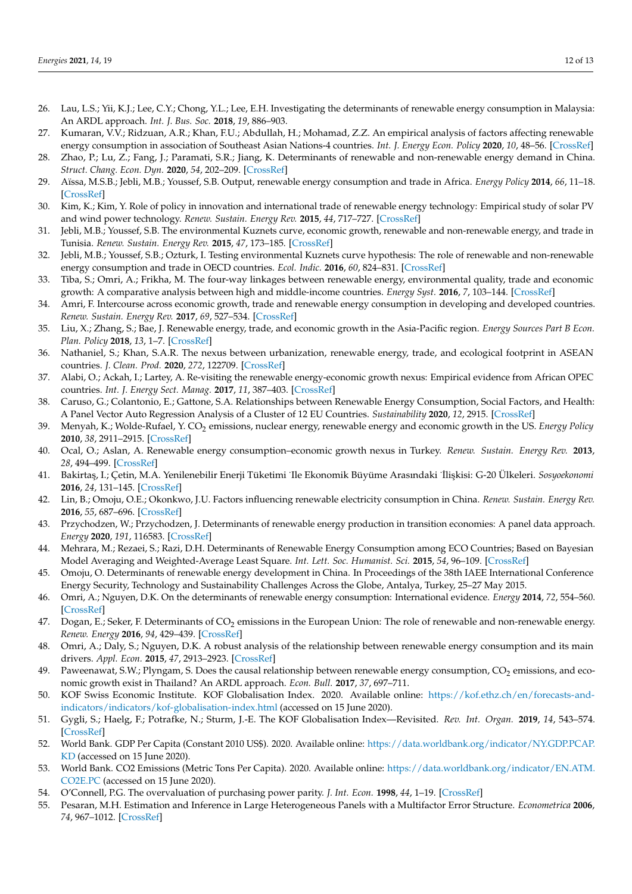26. Lau, L.S.; Yii, K.J.; Lee, C.Y.; Chong, Y.L.; Lee, E.H. Investigating the determinants of renewable energy consumption in Malaysia: An ARDL approach. *Int. J. Bus. Soc.* **2018**, *19*, 886–903.
27. Kumaran, V.V.; Ridzuan, A.R.; Khan, F.U.; Abdullah, H.; Mohamad, Z.Z. An empirical analysis of factors affecting renewable energy consumption in association of Southeast Asian Nations-4 countries. *Int. J. Energy Econ. Policy* **2020**, *10*, 48–56. [CrossRef]
28. Zhao, P.; Lu, Z.; Fang, J.; Paramati, S.R.; Jiang, K. Determinants of renewable and non-renewable energy demand in China. *Struct. Chang. Econ. Dyn.* **2020**, *54*, 202–209. [CrossRef]
29. Aïssa, M.S.B.; Jebli, M.B.; Youssef, S.B. Output, renewable energy consumption and trade in Africa. *Energy Policy* **2014**, *66*, 11–18. [CrossRef]
30. Kim, K.; Kim, Y. Role of policy in innovation and international trade of renewable energy technology: Empirical study of solar PV and wind power technology. *Renew. Sustain. Energy Rev.* **2015**, *44*, 717–727. [CrossRef]
31. Jebli, M.B.; Youssef, S.B. The environmental Kuznets curve, economic growth, renewable and non-renewable energy, and trade in Tunisia. *Renew. Sustain. Energy Rev.* **2015**, *47*, 173–185. [CrossRef]
32. Jebli, M.B.; Youssef, S.B.; Ozturk, I. Testing environmental Kuznets curve hypothesis: The role of renewable and non-renewable energy consumption and trade in OECD countries. *Ecol. Indic.* **2016**, *60*, 824–831. [CrossRef]
33. Tiba, S.; Omri, A.; Frikha, M. The four-way linkages between renewable energy, environmental quality, trade and economic growth: A comparative analysis between high and middle-income countries. *Energy Syst.* **2016**, *7*, 103–144. [CrossRef]
34. Amri, F. Intercourse across economic growth, trade and renewable energy consumption in developing and developed countries. *Renew. Sustain. Energy Rev.* **2017**, *69*, 527–534. [CrossRef]
35. Liu, X.; Zhang, S.; Bae, J. Renewable energy, trade, and economic growth in the Asia-Pacific region. *Energy Sources Part B Econ. Plan. Policy* **2018**, *13*, 1–7. [CrossRef]
36. Nathaniel, S.; Khan, S.A.R. The nexus between urbanization, renewable energy, trade, and ecological footprint in ASEAN countries. *J. Clean. Prod.* **2020**, *272*, 122709. [CrossRef]
37. Alabi, O.; Ackah, I.; Lartey, A. Re-visiting the renewable energy-economic growth nexus: Empirical evidence from African OPEC countries. *Int. J. Energy Sect. Manag.* **2017**, *11*, 387–403. [CrossRef]
38. Caruso, G.; Colantonio, E.; Gattone, S.A. Relationships between Renewable Energy Consumption, Social Factors, and Health: A Panel Vector Auto Regression Analysis of a Cluster of 12 EU Countries. *Sustainability* **2020**, *12*, 2915. [CrossRef]
39. Menyah, K.; Wolde-Rufael, Y. $CO_2$ emissions, nuclear energy, renewable energy and economic growth in the US. *Energy Policy* **2010**, *38*, 2911–2915. [CrossRef]
40. Ocal, O.; Aslan, A. Renewable energy consumption–economic growth nexus in Turkey. *Renew. Sustain. Energy Rev.* **2013**, *28*, 494–499. [CrossRef]
41. Bakirtaş, I.; Çetin, M.A. Yenilenebilir Enerji Tüketimi İle Ekonomik Büyüme Arasındaki İlişkisi: G-20 Ülkeleri. *Sosyoekonomi* **2016**, *24*, 131–145. [CrossRef]
42. Lin, B.; Omoju, O.E.; Okonkwo, J.U. Factors influencing renewable electricity consumption in China. *Renew. Sustain. Energy Rev.* **2016**, *55*, 687–696. [CrossRef]
43. Przychodzen, W.; Przychodzen, J. Determinants of renewable energy production in transition economies: A panel data approach. *Energy* **2020**, *191*, 116583. [CrossRef]
44. Mehrara, M.; Rezaei, S.; Razi, D.H. Determinants of Renewable Energy Consumption among ECO Countries; Based on Bayesian Model Averaging and Weighted-Average Least Square. *Int. Lett. Soc. Humanist. Sci.* **2015**, *54*, 96–109. [CrossRef]
45. Omoju, O. Determinants of renewable energy development in China. In Proceedings of the 38th IAEE International Conference Energy Security, Technology and Sustainability Challenges Across the Globe, Antalya, Turkey, 25–27 May 2015.
46. Omri, A.; Nguyen, D.K. On the determinants of renewable energy consumption: International evidence. *Energy* **2014**, *72*, 554–560. [CrossRef]
47. Dogan, E.; Seker, F. Determinants of $CO_2$ emissions in the European Union: The role of renewable and non-renewable energy. *Renew. Energy* **2016**, *94*, 429–439. [CrossRef]
48. Omri, A.; Daly, S.; Nguyen, D.K. A robust analysis of the relationship between renewable energy consumption and its main drivers. *Appl. Econ.* **2015**, *47*, 2913–2923. [CrossRef]
49. Paweenawat, S.W.; Plyngam, S. Does the causal relationship between renewable energy consumption, $CO_2$ emissions, and economic growth exist in Thailand? An ARDL approach. *Econ. Bull.* **2017**, *37*, 697–711.
50. KOF Swiss Economic Institute. KOF Globalisation Index. 2020. Available online: https://kof.ethz.ch/en/forecasts-and-indicators/indicators/kof-globalisation-index.html (accessed on 15 June 2020).
51. Gygli, S.; Haelg, F.; Potrafke, N.; Sturm, J.-E. The KOF Globalisation Index—Revisited. *Rev. Int. Organ.* **2019**, *14*, 543–574. [CrossRef]
52. World Bank. GDP Per Capita (Constant 2010 US$). 2020. Available online: https://data.worldbank.org/indicator/NY.GDP.PCAP.KD (accessed on 15 June 2020).
53. World Bank. CO2 Emissions (Metric Tons Per Capita). 2020. Available online: https://data.worldbank.org/indicator/EN.ATM.CO2E.PC (accessed on 15 June 2020).
54. O'Connell, P.G. The overvaluation of purchasing power parity. *J. Int. Econ.* **1998**, *44*, 1–19. [CrossRef]
55. Pesaran, M.H. Estimation and Inference in Large Heterogeneous Panels with a Multifactor Error Structure. *Econometrica* **2006**, *74*, 967–1012. [CrossRef]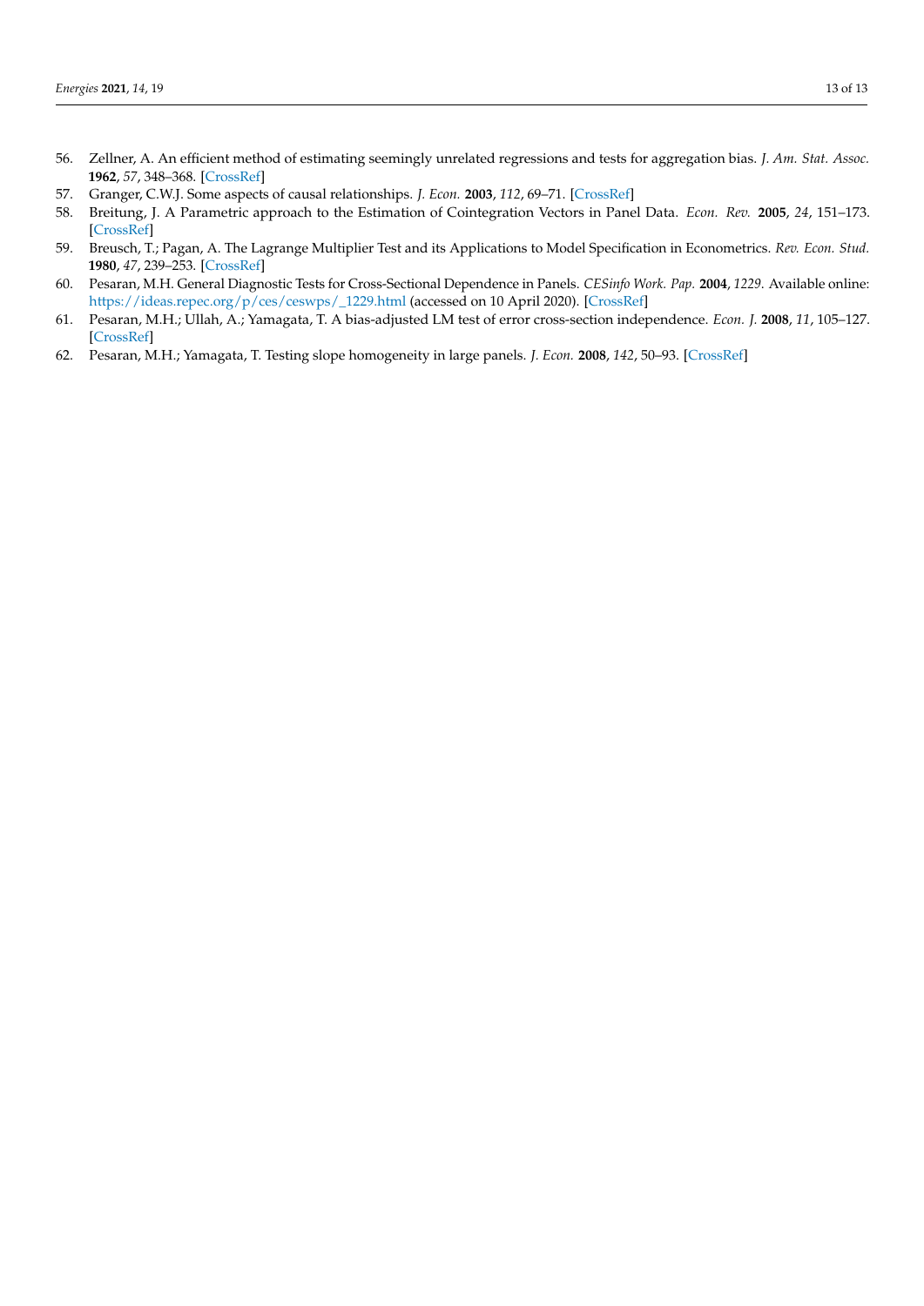56. Zellner, A. An efficient method of estimating seemingly unrelated regressions and tests for aggregation bias. *J. Am. Stat. Assoc.* **1962**, *57*, 348–368. [CrossRef]
57. Granger, C.W.J. Some aspects of causal relationships. *J. Econ.* **2003**, *112*, 69–71. [CrossRef]
58. Breitung, J. A Parametric approach to the Estimation of Cointegration Vectors in Panel Data. *Econ. Rev.* **2005**, *24*, 151–173. [CrossRef]
59. Breusch, T.; Pagan, A. The Lagrange Multiplier Test and its Applications to Model Specification in Econometrics. *Rev. Econ. Stud.* **1980**, *47*, 239–253. [CrossRef]
60. Pesaran, M.H. General Diagnostic Tests for Cross-Sectional Dependence in Panels. *CESinfo Work. Pap.* **2004**, *1229*. Available online: https://ideas.repec.org/p/ces/ceswps/_1229.html (accessed on 10 April 2020). [CrossRef]
61. Pesaran, M.H.; Ullah, A.; Yamagata, T. A bias-adjusted LM test of error cross-section independence. *Econ. J.* **2008**, *11*, 105–127. [CrossRef]
62. Pesaran, M.H.; Yamagata, T. Testing slope homogeneity in large panels. *J. Econ.* **2008**, *142*, 50–93. [CrossRef]